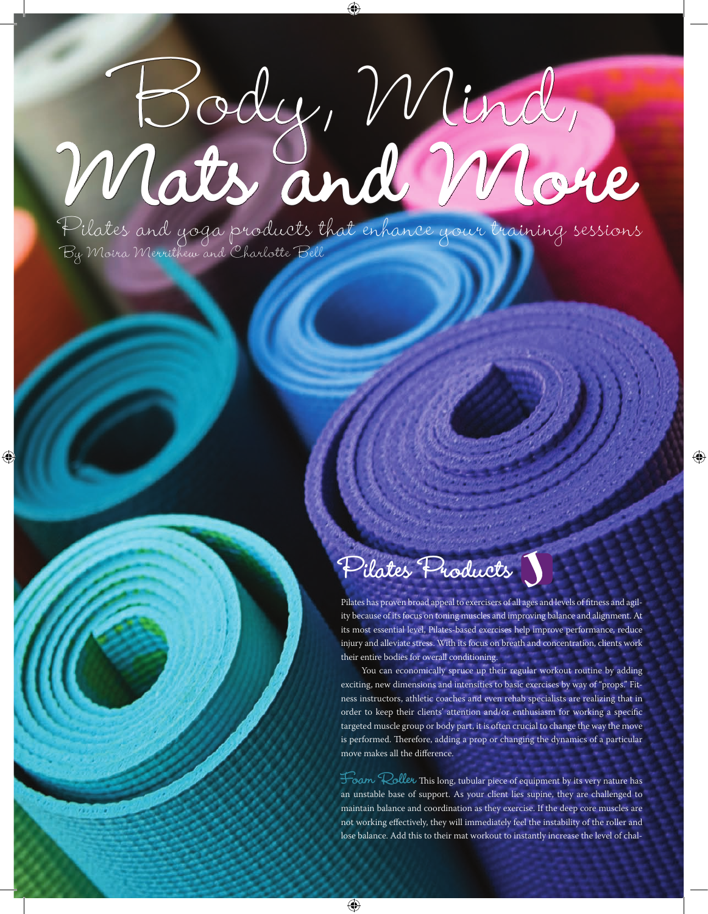# Body, Mind, Mats and More

## Pilates and yoga products that enhance your training sessions

By Moira Merrithew and Charlotte Bell

## Pilates Products

Pilates has proven broad appeal to exercisers of all ages and levels of fitness and agility because of its focus on toning muscles and improving balance and alignment. At its most essential level, Pilates-based exercises help improve performance, reduce injury and alleviate stress. With its focus on breath and concentration, clients work their entire bodies for overall conditioning.

You can economically spruce up their regular workout routine by adding exciting, new dimensions and intensities to basic exercises by way of "props." Fitness instructors, athletic coaches and even rehab specialists are realizing that in order to keep their clients' attention and/or enthusiasm for working a specific targeted muscle group or body part, it is often crucial to change the way the move is performed. Therefore, adding a prop or changing the dynamics of a particular move makes all the difference.

**Foam Roller** This long, tubular piece of equipment by its very nature has an unstable base of support. As your client lies supine, they are challenged to maintain balance and coordination as they exercise. If the deep core muscles are not working effectively, they will immediately feel the instability of the roller and lose balance. Add this to their mat workout to instantly increase the level of chal-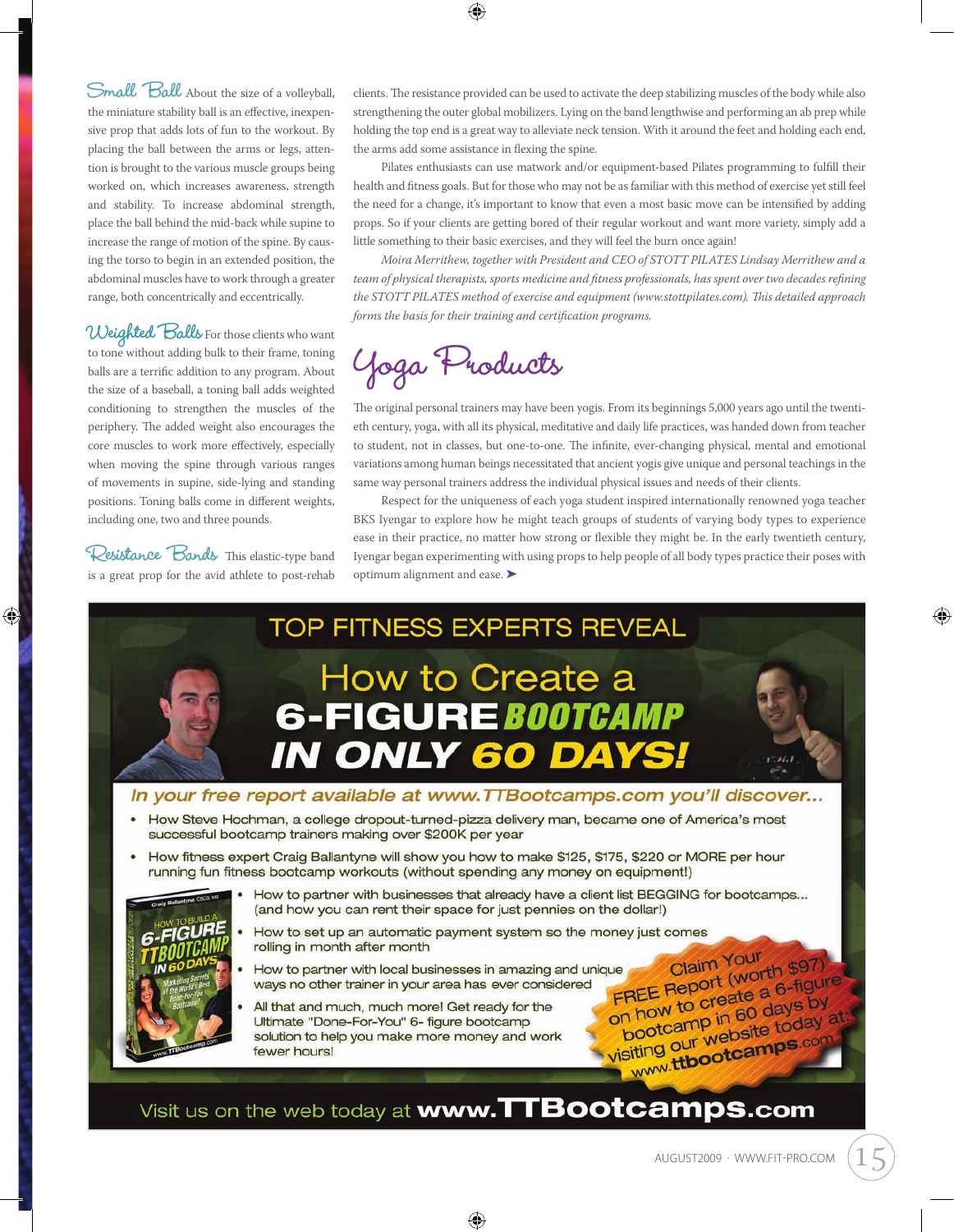**Small Ball** About the size of a volleyball, the miniature stability ball is an effective, inexpensive prop that adds lots of fun to the workout. By placing the ball between the arms or legs, attention is brought to the various muscle groups being worked on, which increases awareness, strength and stability. To increase abdominal strength, place the ball behind the mid-back while supine to increase the range of motion of the spine. By causing the torso to begin in an extended position, the abdominal muscles have to work through a greater range, both concentrically and eccentrically.

**Weighted Balls** For those clients who want to tone without adding bulk to their frame, toning balls are a terrific addition to any program. About the size of a baseball, a toning ball adds weighted conditioning to strengthen the muscles of the periphery. The added weight also encourages the core muscles to work more effectively, especially when moving the spine through various ranges of movements in supine, side-lying and standing positions. Toning balls come in different weights, including one, two and three pounds.

**Resistance Bands** This elastic-type band is a great prop for the avid athlete to post-rehab clients. The resistance provided can be used to activate the deep stabilizing muscles of the body while also strengthening the outer global mobilizers. Lying on the band lengthwise and performing an ab prep while holding the top end is a great way to alleviate neck tension. With it around the feet and holding each end, the arms add some assistance in flexing the spine.

Pilates enthusiasts can use matwork and/or equipment-based Pilates programming to fulfill their health and fitness goals. But for those who may not be as familiar with this method of exercise yet still feel the need for a change, it's important to know that even a most basic move can be intensified by adding props. So if your clients are getting bored of their regular workout and want more variety, simply add a little something to their basic exercises, and they will feel the burn once again!

*Moira Merrithew, together with President and CEO of STOTT PILATES Lindsay Merrithew and a team of physical therapists, sports medicine and fitness professionals, has spent over two decades refining the STOTT PILATES method of exercise and equipment (www.stottpilates.com). This detailed approach forms the basis for their training and certification programs.*

## Yoga Products

The original personal trainers may have been yogis. From its beginnings 5,000 years ago until the twentieth century, yoga, with all its physical, meditative and daily life practices, was handed down from teacher to student, not in classes, but one-to-one. The infinite, ever-changing physical, mental and emotional variations among human beings necessitated that ancient yogis give unique and personal teachings in the same way personal trainers address the individual physical issues and needs of their clients.

Respect for the uniqueness of each yoga student inspired internationally renowned yoga teacher BKS Iyengar to explore how he might teach groups of students of varying body types to experience ease in their practice, no matter how strong or flexible they might be. In the early twentieth century, Iyengar began experimenting with using props to help people of all body types practice their poses with optimum alignment and ease. ➤

TOP FITNESS EXPERTS REVEAL

# How to Create a 6-FIGURE BOOTCAMP IN ONLY 60 DAYS!

*In your free report available at www.TTBootcamps.com you'll discover...*

- How Steve Hochman, a college dropout-turned-pizza delivery man, became one of America's most successful bootcamp trainers making over $200K per year
- How fitness expert Craig Ballantyne will show you how to make $125, $175, $220 or MORE per hour running fun fitness bootcamp workouts (without spending any money on equipment!)
- How to partner with businesses that already have a client list BEGGING for bootcamps... (and how you can rent their space for just pennies on the dollar!)
- How to set up an automatic payment system so the money just comes rolling in month after month
- How to partner with local businesses in amazing and unique ways no other trainer in your area has ever considered
- All that and much, much more! Get ready for the Ultimate "Done-For-You" 6- figure bootcamp solution to help you make more money and work fewer hours!

Claim Your FREE Report (worth $97) on how to create a 6-figure bootcamp in 60 days by visiting our website today at: www.ttbootcamps.com

Visit us on the web today at **www.TTBootcamps.com**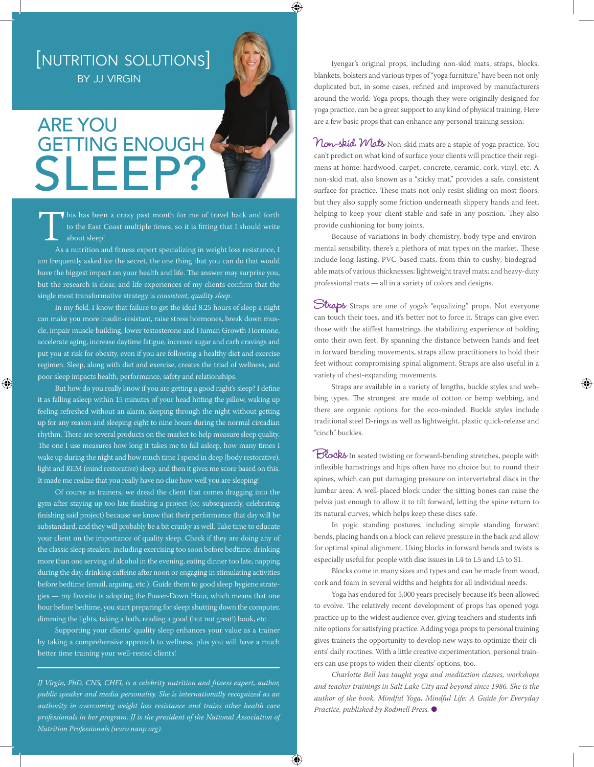# [NUTRITION SOLUTIONS]

BY JJ VIRGIN

## ARE YOU GETTING ENOUGH SLEEP?

This has been a crazy past month for me of travel back and forth to the East Coast multiple times, so it is fitting that I should write about sleep!

As a nutrition and fitness expert specializing in weight loss resistance, I am frequently asked for the secret, the one thing that you can do that would have the biggest impact on your health and life. The answer may surprise you, but the research is clear, and life experiences of my clients confirm that the single most transformative strategy is *consistent, quality sleep*.

In my field, I know that failure to get the ideal 8.25 hours of sleep a night can make you more insulin-resistant, raise stress hormones, break down muscle, impair muscle building, lower testosterone and Human Growth Hormone, accelerate aging, increase daytime fatigue, increase sugar and carb cravings and put you at risk for obesity, even if you are following a healthy diet and exercise regimen. Sleep, along with diet and exercise, creates the triad of wellness, and poor sleep impacts health, performance, safety and relationships.

But how do you really know if you are getting a good night's sleep? I define it as falling asleep within 15 minutes of your head hitting the pillow, waking up feeling refreshed without an alarm, sleeping through the night without getting up for any reason and sleeping eight to nine hours during the normal circadian rhythm. There are several products on the market to help measure sleep quality. The one I use measures how long it takes me to fall asleep, how many times I wake up during the night and how much time I spend in deep (body restorative), light and REM (mind restorative) sleep, and then it gives me score based on this. It made me realize that you really have no clue how well you are sleeping!

Of course as trainers, we dread the client that comes dragging into the gym after staying up too late finishing a project (or, subsequently, celebrating finishing said project) because we know that their performance that day will be substandard, and they will probably be a bit cranky as well. Take time to educate your client on the importance of quality sleep. Check if they are doing any of the classic sleep stealers, including exercising too soon before bedtime, drinking more than one serving of alcohol in the evening, eating dinner too late, napping during the day, drinking caffeine after noon or engaging in stimulating activities before bedtime (email, arguing, etc.). Guide them to good sleep hygiene strategies — my favorite is adopting the Power-Down Hour, which means that one hour before bedtime, you start preparing for sleep: shutting down the computer, dimming the lights, taking a bath, reading a good (but not great!) book, etc.

Supporting your clients' quality sleep enhances your value as a trainer by taking a comprehensive approach to wellness, plus you will have a much better time training your well-rested clients!

---

*JJ Virgin, PhD, CNS, CHFI, is a celebrity nutrition and fitness expert, author, public speaker and media personality. She is internationally recognized as an authority in overcoming weight loss resistance and trains other health care professionals in her program. JJ is the president of the National Association of Nutrition Professionals (www.nanp.org).*

---

Iyengar's original props, including non-skid mats, straps, blocks, blankets, bolsters and various types of "yoga furniture," have been not only duplicated but, in some cases, refined and improved by manufacturers around the world. Yoga props, though they were originally designed for yoga practice, can be a great support to any kind of physical training. Here are a few basic props that can enhance any personal training session:

**Non-skid Mats** Non-skid mats are a staple of yoga practice. You can't predict on what kind of surface your clients will practice their regimens at home: hardwood, carpet, concrete, ceramic, cork, vinyl, etc. A non-skid mat, also known as a "sticky mat," provides a safe, consistent surface for practice. These mats not only resist sliding on most floors, but they also supply some friction underneath slippery hands and feet, helping to keep your client stable and safe in any position. They also provide cushioning for bony joints.

Because of variations in body chemistry, body type and environmental sensibility, there's a plethora of mat types on the market. These include long-lasting, PVC-based mats, from thin to cushy; biodegradable mats of various thicknesses; lightweight travel mats; and heavy-duty professional mats — all in a variety of colors and designs.

**Straps** Straps are one of yoga's "equalizing" props. Not everyone can touch their toes, and it's better not to force it. Straps can give even those with the stiffest hamstrings the stabilizing experience of holding onto their own feet. By spanning the distance between hands and feet in forward bending movements, straps allow practitioners to hold their feet without compromising spinal alignment. Straps are also useful in a variety of chest-expanding movements.

Straps are available in a variety of lengths, buckle styles and webbing types. The strongest are made of cotton or hemp webbing, and there are organic options for the eco-minded. Buckle styles include traditional steel D-rings as well as lightweight, plastic quick-release and "cinch" buckles.

**Blocks** In seated twisting or forward-bending stretches, people with inflexible hamstrings and hips often have no choice but to round their spines, which can put damaging pressure on intervertebral discs in the lumbar area. A well-placed block under the sitting bones can raise the pelvis just enough to allow it to tilt forward, letting the spine return to its natural curves, which helps keep these discs safe.

In yogic standing postures, including simple standing forward bends, placing hands on a block can relieve pressure in the back and allow for optimal spinal alignment. Using blocks in forward bends and twists is especially useful for people with disc issues in L4 to L5 and L5 to S1.

Blocks come in many sizes and types and can be made from wood, cork and foam in several widths and heights for all individual needs.

Yoga has endured for 5,000 years precisely because it's been allowed to evolve. The relatively recent development of props has opened yoga practice up to the widest audience ever, giving teachers and students infinite options for satisfying practice. Adding yoga props to personal training gives trainers the opportunity to develop new ways to optimize their clients' daily routines. With a little creative experimentation, personal trainers can use props to widen their clients' options, too.

*Charlotte Bell has taught yoga and meditation classes, workshops and teacher trainings in Salt Lake City and beyond since 1986. She is the author of the book, Mindful Yoga, Mindful Life: A Guide for Everyday Practice, published by Rodmell Press.* ●